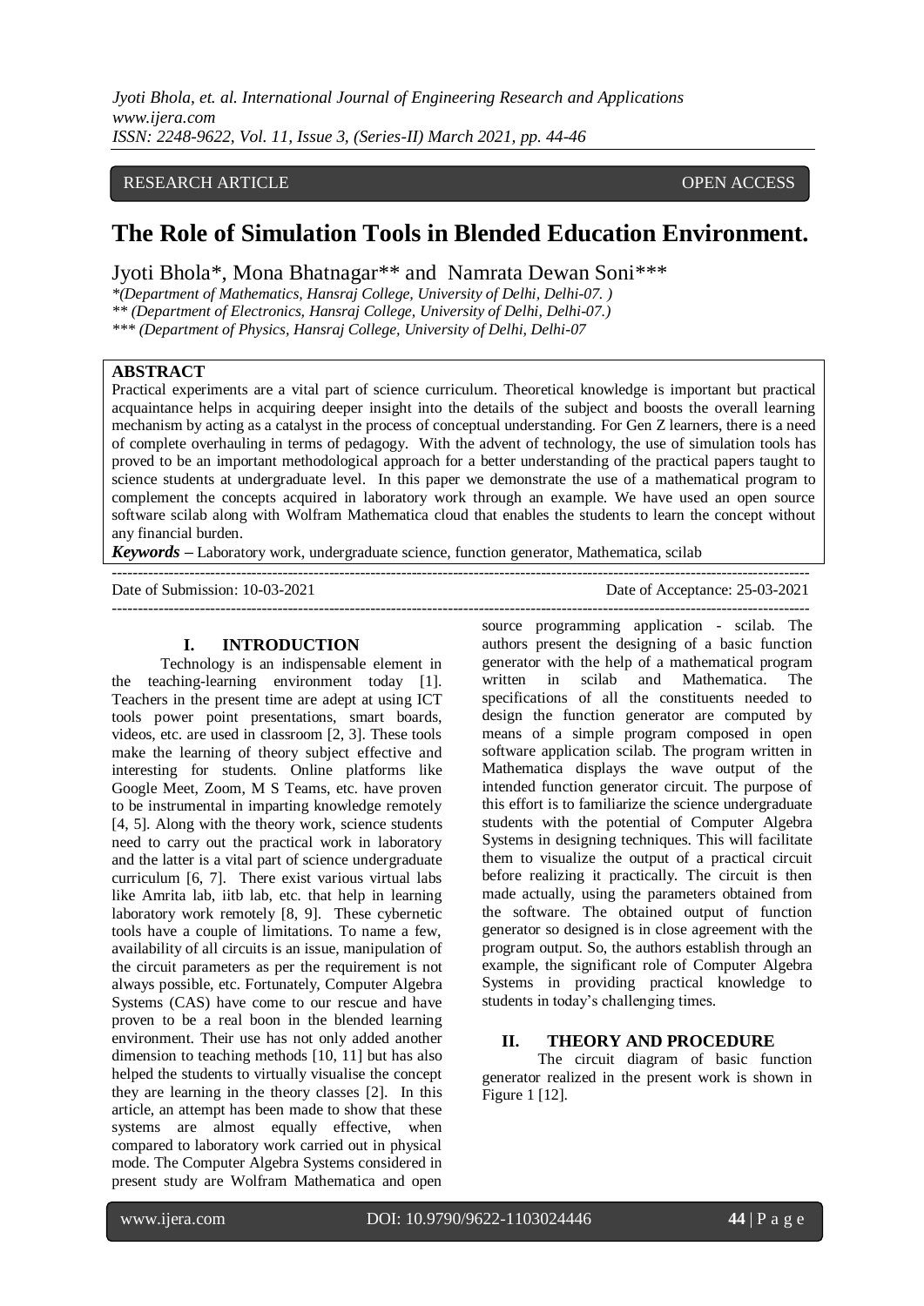RESEARCH ARTICLE OPEN ACCESS

# The Role of Simulation Tools in Blended Education Environment.

Jyoti Bhola*, Mona Bhatnagar** and Namrata Dewan Soni***

*\*(Department of Mathematics, Hansraj College, University of Delhi, Delhi-07. )*
*\*\* (Department of Electronics, Hansraj College, University of Delhi, Delhi-07.)*
*\*\*\* (Department of Physics, Hansraj College, University of Delhi, Delhi-07*

## ABSTRACT

Practical experiments are a vital part of science curriculum. Theoretical knowledge is important but practical acquaintance helps in acquiring deeper insight into the details of the subject and boosts the overall learning mechanism by acting as a catalyst in the process of conceptual understanding. For Gen Z learners, there is a need of complete overhauling in terms of pedagogy. With the advent of technology, the use of simulation tools has proved to be an important methodological approach for a better understanding of the practical papers taught to science students at undergraduate level. In this paper we demonstrate the use of a mathematical program to complement the concepts acquired in laboratory work through an example. We have used an open source software scilab along with Wolfram Mathematica cloud that enables the students to learn the concept without any financial burden.

***Keywords*** **–** Laboratory work, undergraduate science, function generator, Mathematica, scilab

Date of Submission: 10-03-2021 Date of Acceptance: 25-03-2021

## I. INTRODUCTION

Technology is an indispensable element in the teaching-learning environment today [1]. Teachers in the present time are adept at using ICT tools power point presentations, smart boards, videos, etc. are used in classroom [2, 3]. These tools make the learning of theory subject effective and interesting for students. Online platforms like Google Meet, Zoom, M S Teams, etc. have proven to be instrumental in imparting knowledge remotely [4, 5]. Along with the theory work, science students need to carry out the practical work in laboratory and the latter is a vital part of science undergraduate curriculum [6, 7]. There exist various virtual labs like Amrita lab, iitb lab, etc. that help in learning laboratory work remotely [8, 9]. These cybernetic tools have a couple of limitations. To name a few, availability of all circuits is an issue, manipulation of the circuit parameters as per the requirement is not always possible, etc. Fortunately, Computer Algebra Systems (CAS) have come to our rescue and have proven to be a real boon in the blended learning environment. Their use has not only added another dimension to teaching methods [10, 11] but has also helped the students to virtually visualise the concept they are learning in the theory classes [2]. In this article, an attempt has been made to show that these systems are almost equally effective, when compared to laboratory work carried out in physical mode. The Computer Algebra Systems considered in present study are Wolfram Mathematica and open source programming application - scilab. The authors present the designing of a basic function generator with the help of a mathematical program written in scilab and Mathematica. The specifications of all the constituents needed to design the function generator are computed by means of a simple program composed in open software application scilab. The program written in Mathematica displays the wave output of the intended function generator circuit. The purpose of this effort is to familiarize the science undergraduate students with the potential of Computer Algebra Systems in designing techniques. This will facilitate them to visualize the output of a practical circuit before realizing it practically. The circuit is then made actually, using the parameters obtained from the software. The obtained output of function generator so designed is in close agreement with the program output. So, the authors establish through an example, the significant role of Computer Algebra Systems in providing practical knowledge to students in today's challenging times.

## II. THEORY AND PROCEDURE

The circuit diagram of basic function generator realized in the present work is shown in Figure 1 [12].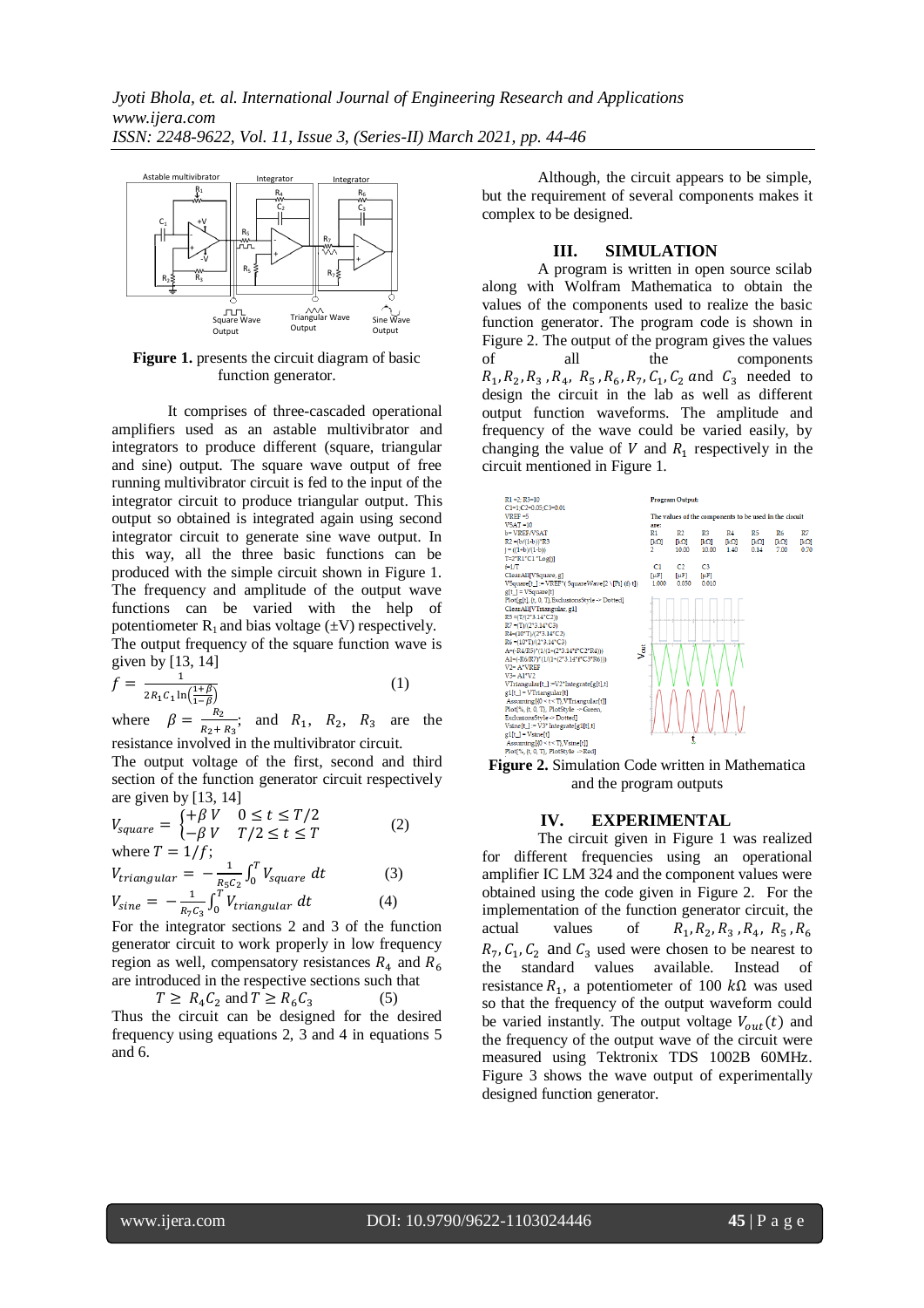**Figure 1.** presents the circuit diagram of basic function generator.

It comprises of three-cascaded operational amplifiers used as an astable multivibrator and integrators to produce different (square, triangular and sine) output. The square wave output of free running multivibrator circuit is fed to the input of the integrator circuit to produce triangular output. This output so obtained is integrated again using second integrator circuit to generate sine wave output. In this way, all the three basic functions can be produced with the simple circuit shown in Figure 1. The frequency and amplitude of the output wave functions can be varied with the help of potentiometer $R_1$ and bias voltage (±V) respectively.

The output frequency of the square function wave is given by [13, 14]

$$f = \frac{1}{2R_1C_1 \ln\left(\frac{1+\beta}{1-\beta}\right)} \quad (1)$$

where $\beta = \frac{R_2}{R_2 + R_3}$; and $R_1$, $R_2$, $R_3$ are the resistance involved in the multivibrator circuit.

The output voltage of the first, second and third section of the function generator circuit respectively are given by [13, 14]

$$V_{square} = \begin{cases} +\beta V & 0 \leq t \leq T/2 \\ -\beta V & T/2 \leq t \leq T \end{cases} \quad (2)$$

where $T = 1/f$;

$$V_{triangular} = -\frac{1}{R_5C_2}\int_0^T V_{square}\, dt \quad (3)$$

$$V_{sine} = -\frac{1}{R_7C_3}\int_0^T V_{triangular}\, dt \quad (4)$$

For the integrator sections 2 and 3 of the function generator circuit to work properly in low frequency region as well, compensatory resistances $R_4$ and $R_6$ are introduced in the respective sections such that

$$T \geq R_4C_2 \text{ and } T \geq R_6C_3 \quad (5)$$

Thus the circuit can be designed for the desired frequency using equations 2, 3 and 4 in equations 5 and 6.

Although, the circuit appears to be simple, but the requirement of several components makes it complex to be designed.

## III. SIMULATION

A program is written in open source scilab along with Wolfram Mathematica to obtain the values of the components used to realize the basic function generator. The program code is shown in Figure 2. The output of the program gives the values of all the components $R_1, R_2, R_3, R_4, R_5, R_6, R_7, C_1, C_2$ and $C_3$ needed to design the circuit in the lab as well as different output function waveforms. The amplitude and frequency of the wave could be varied easily, by changing the value of $V$ and $R_1$ respectively in the circuit mentioned in Figure 1.

**Figure 2.** Simulation Code written in Mathematica and the program outputs

## IV. EXPERIMENTAL

The circuit given in Figure 1 was realized for different frequencies using an operational amplifier IC LM 324 and the component values were obtained using the code given in Figure 2. For the implementation of the function generator circuit, the actual values of $R_1, R_2, R_3, R_4, R_5, R_6$ $R_7, C_1, C_2$ and $C_3$ used were chosen to be nearest to the standard values available. Instead of resistance $R_1$, a potentiometer of 100 $k\Omega$ was used so that the frequency of the output waveform could be varied instantly. The output voltage $V_{out}(t)$ and the frequency of the output wave of the circuit were measured using Tektronix TDS 1002B 60MHz. Figure 3 shows the wave output of experimentally designed function generator.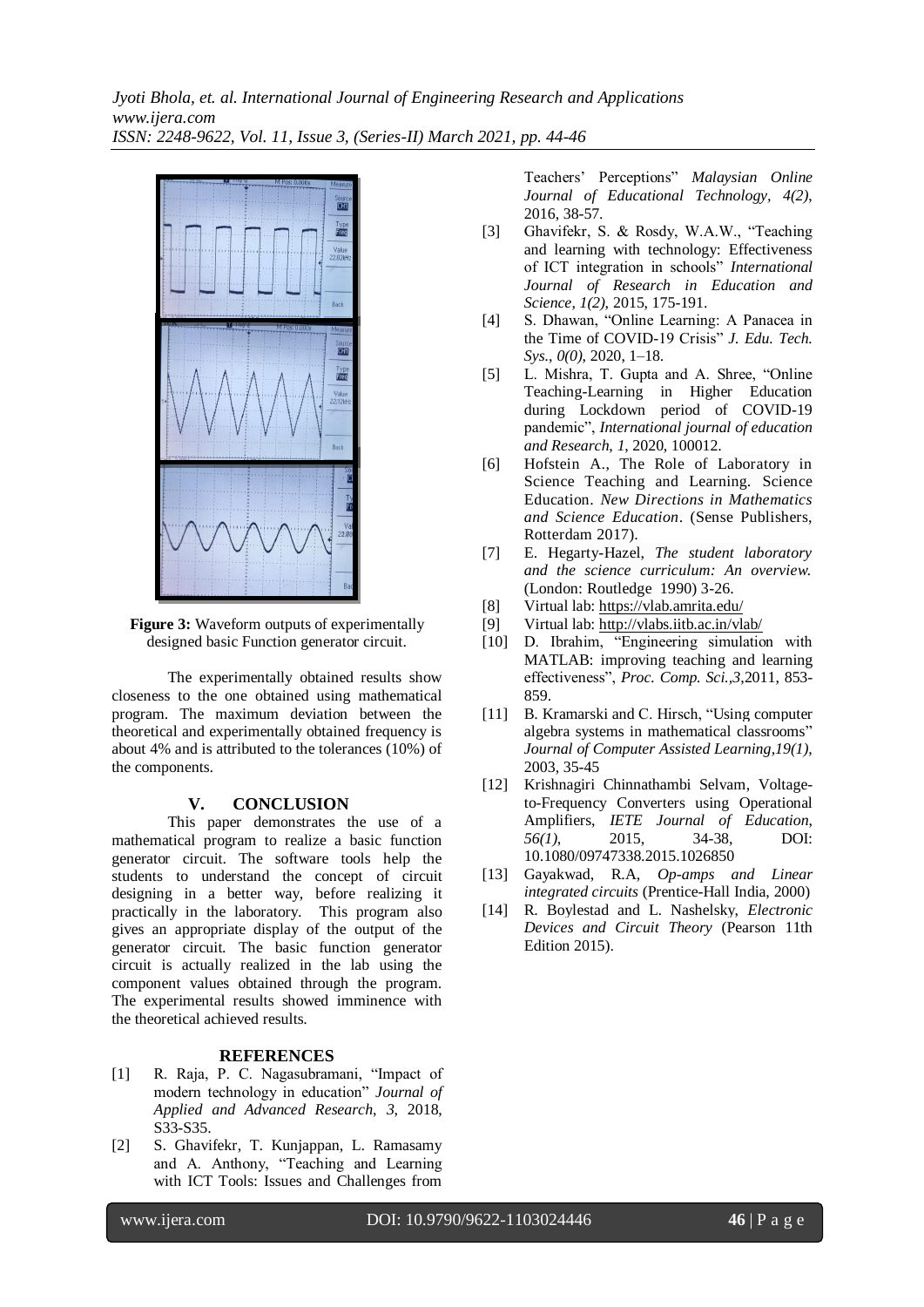**Figure 3:** Waveform outputs of experimentally designed basic Function generator circuit.

The experimentally obtained results show closeness to the one obtained using mathematical program. The maximum deviation between the theoretical and experimentally obtained frequency is about 4% and is attributed to the tolerances (10%) of the components.

## V. CONCLUSION

This paper demonstrates the use of a mathematical program to realize a basic function generator circuit. The software tools help the students to understand the concept of circuit designing in a better way, before realizing it practically in the laboratory. This program also gives an appropriate display of the output of the generator circuit. The basic function generator circuit is actually realized in the lab using the component values obtained through the program. The experimental results showed imminence with the theoretical achieved results.

## REFERENCES

[1] R. Raja, P. C. Nagasubramani, "Impact of modern technology in education" *Journal of Applied and Advanced Research*, *3*, 2018, S33-S35.

[2] S. Ghavifekr, T. Kunjappan, L. Ramasamy and A. Anthony, "Teaching and Learning with ICT Tools: Issues and Challenges from Teachers' Perceptions" *Malaysian Online Journal of Educational Technology, 4(2)*, 2016, 38-57.

[3] Ghavifekr, S. & Rosdy, W.A.W., "Teaching and learning with technology: Effectiveness of ICT integration in schools" *International Journal of Research in Education and Science, 1(2)*, 2015, 175-191.

[4] S. Dhawan, "Online Learning: A Panacea in the Time of COVID-19 Crisis" *J. Edu. Tech. Sys., 0(0)*, 2020, 1–18.

[5] L. Mishra, T. Gupta and A. Shree, "Online Teaching-Learning in Higher Education during Lockdown period of COVID-19 pandemic", *International journal of education and Research, 1*, 2020, 100012.

[6] Hofstein A., The Role of Laboratory in Science Teaching and Learning. Science Education. *New Directions in Mathematics and Science Education*. (Sense Publishers, Rotterdam 2017).

[7] E. Hegarty-Hazel, *The student laboratory and the science curriculum: An overview.* (London: Routledge 1990) 3-26.

[8] Virtual lab: https://vlab.amrita.edu/

[9] Virtual lab: http://vlabs.iitb.ac.in/vlab/

[10] D. Ibrahim, "Engineering simulation with MATLAB: improving teaching and learning effectiveness", *Proc. Comp. Sci.,3*,2011, 853-859.

[11] B. Kramarski and C. Hirsch, "Using computer algebra systems in mathematical classrooms" *Journal of Computer Assisted Learning,19(1)*, 2003, 35-45

[12] Krishnagiri Chinnathambi Selvam, Voltage-to-Frequency Converters using Operational Amplifiers, *IETE Journal of Education, 56(1)*, 2015, 34-38, DOI: 10.1080/09747338.2015.1026850

[13] Gayakwad, R.A, *Op-amps and Linear integrated circuits* (Prentice-Hall India, 2000)

[14] R. Boylestad and L. Nashelsky, *Electronic Devices and Circuit Theory* (Pearson 11th Edition 2015).